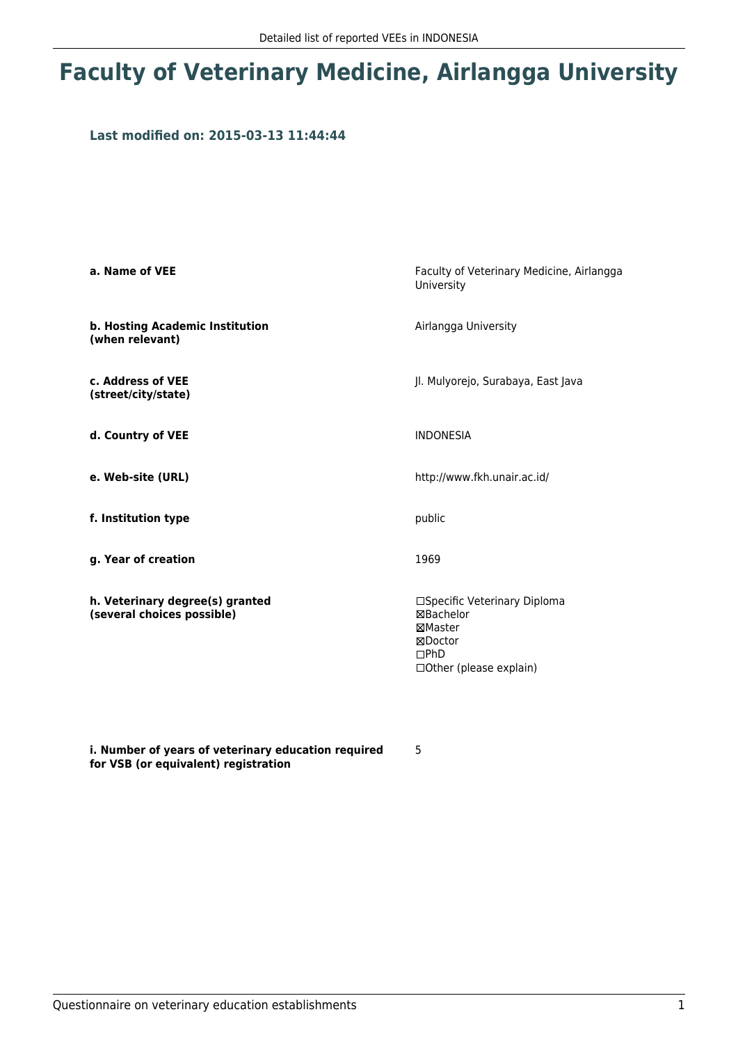# Faculty of Veterinary Medicine, Airlangga University

### Last modified on: 2015-03-13 11:44:44

| | |
|---|---|
| **a. Name of VEE** | Faculty of Veterinary Medicine, Airlangga University |
| **b. Hosting Academic Institution (when relevant)** | Airlangga University |
| **c. Address of VEE (street/city/state)** | Jl. Mulyorejo, Surabaya, East Java |
| **d. Country of VEE** | INDONESIA |
| **e. Web-site (URL)** | http://www.fkh.unair.ac.id/ |
| **f. Institution type** | public |
| **g. Year of creation** | 1969 |
| **h. Veterinary degree(s) granted (several choices possible)** | ☐Specific Veterinary Diploma<br>☒Bachelor<br>☒Master<br>☒Doctor<br>☐PhD<br>☐Other (please explain) |
| **i. Number of years of veterinary education required for VSB (or equivalent) registration** | 5 |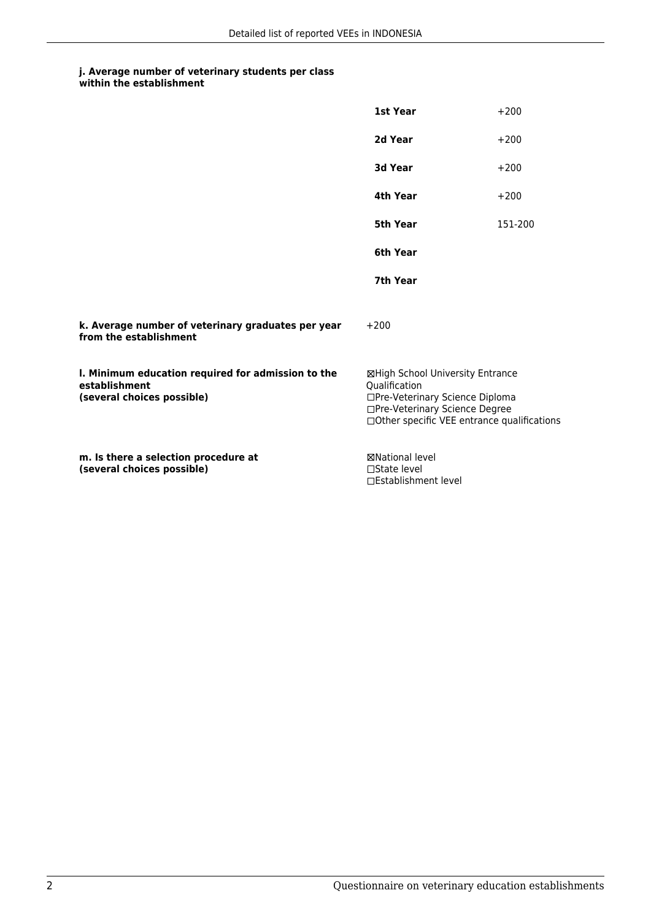**j. Average number of veterinary students per class within the establishment**

| | |
|---|---|
| **1st Year** | +200 |
| **2d Year** | +200 |
| **3d Year** | +200 |
| **4th Year** | +200 |
| **5th Year** | 151-200 |
| **6th Year** | |
| **7th Year** | |

**k. Average number of veterinary graduates per year from the establishment**

+200

**l. Minimum education required for admission to the establishment (several choices possible)**

☒High School University Entrance Qualification
☐Pre-Veterinary Science Diploma
☐Pre-Veterinary Science Degree
☐Other specific VEE entrance qualifications

**m. Is there a selection procedure at (several choices possible)**

☒National level
☐State level
☐Establishment level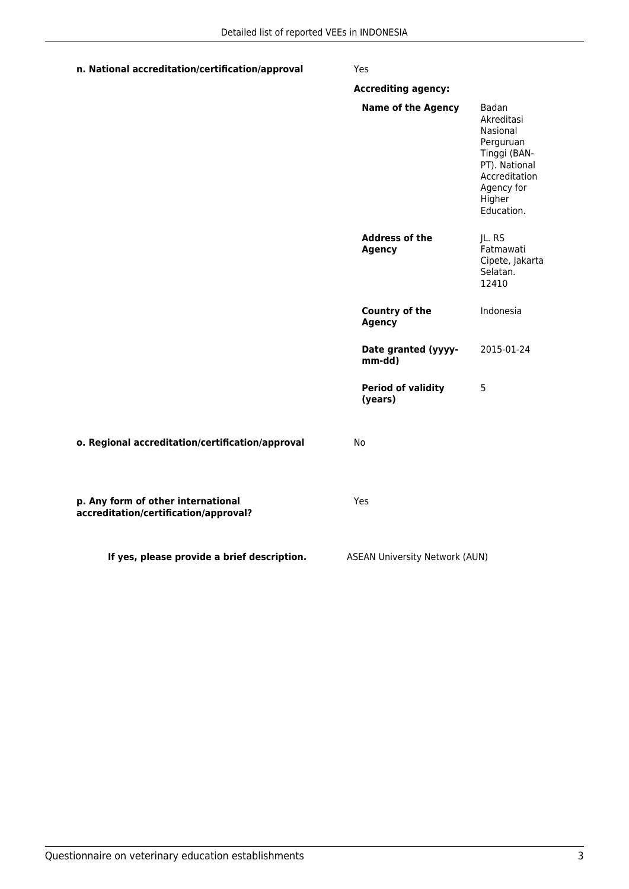**n. National accreditation/certification/approval**

Yes

**Accrediting agency:**

| | |
|---|---|
| **Name of the Agency** | Badan Akreditasi Nasional Perguruan Tinggi (BAN-PT). National Accreditation Agency for Higher Education. |
| **Address of the Agency** | JL. RS Fatmawati Cipete, Jakarta Selatan. 12410 |
| **Country of the Agency** | Indonesia |
| **Date granted (yyyy-mm-dd)** | 2015-01-24 |
| **Period of validity (years)** | 5 |

**o. Regional accreditation/certification/approval**

No

**p. Any form of other international accreditation/certification/approval?**

Yes

**If yes, please provide a brief description.**

ASEAN University Network (AUN)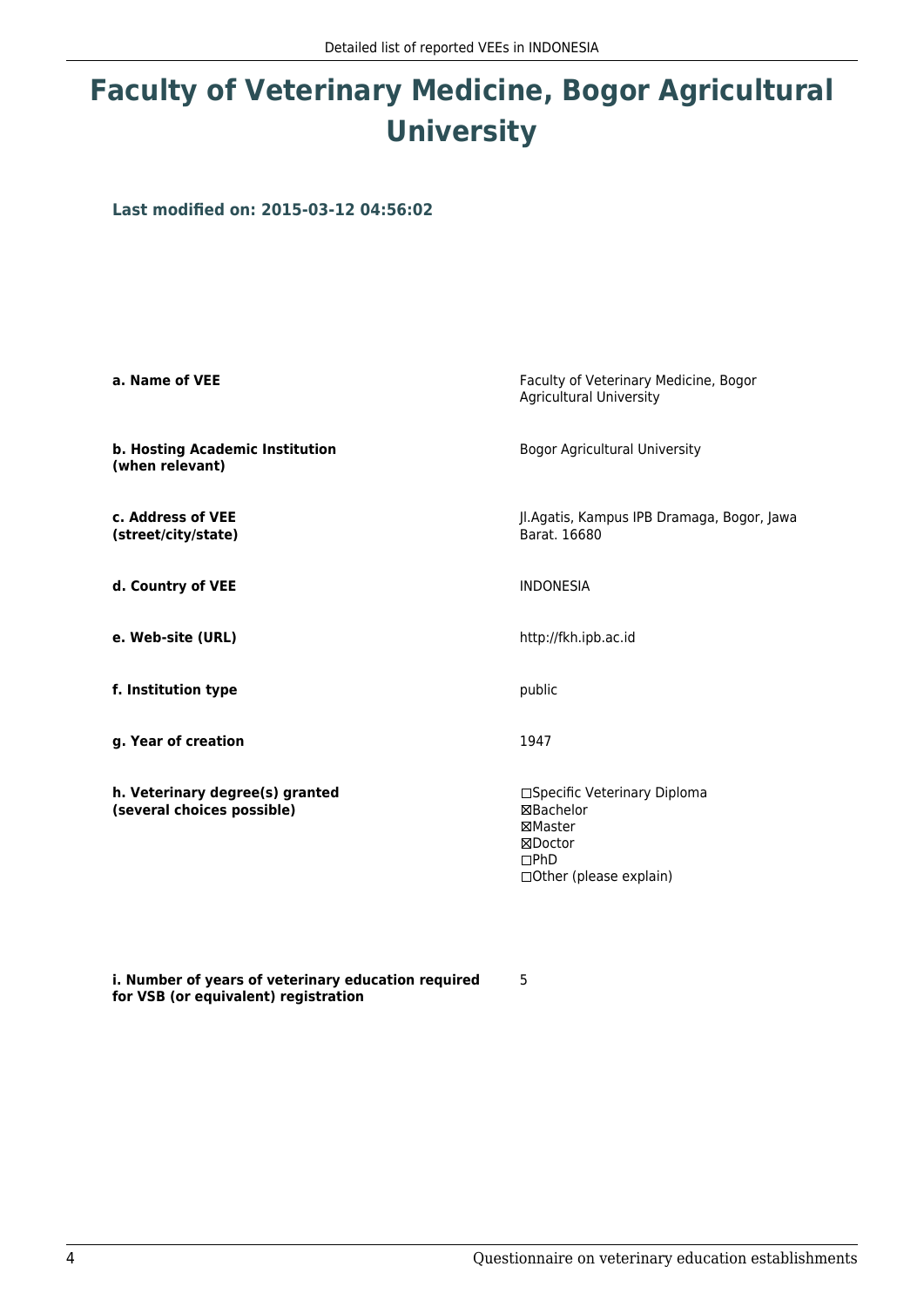# Faculty of Veterinary Medicine, Bogor Agricultural University

**Last modified on: 2015-03-12 04:56:02**

| | |
|---|---|
| **a. Name of VEE** | Faculty of Veterinary Medicine, Bogor Agricultural University |
| **b. Hosting Academic Institution (when relevant)** | Bogor Agricultural University |
| **c. Address of VEE (street/city/state)** | Jl.Agatis, Kampus IPB Dramaga, Bogor, Jawa Barat. 16680 |
| **d. Country of VEE** | INDONESIA |
| **e. Web-site (URL)** | http://fkh.ipb.ac.id |
| **f. Institution type** | public |
| **g. Year of creation** | 1947 |
| **h. Veterinary degree(s) granted (several choices possible)** | ☐Specific Veterinary Diploma<br>☒Bachelor<br>☒Master<br>☒Doctor<br>☐PhD<br>☐Other (please explain) |
| **i. Number of years of veterinary education required for VSB (or equivalent) registration** | 5 |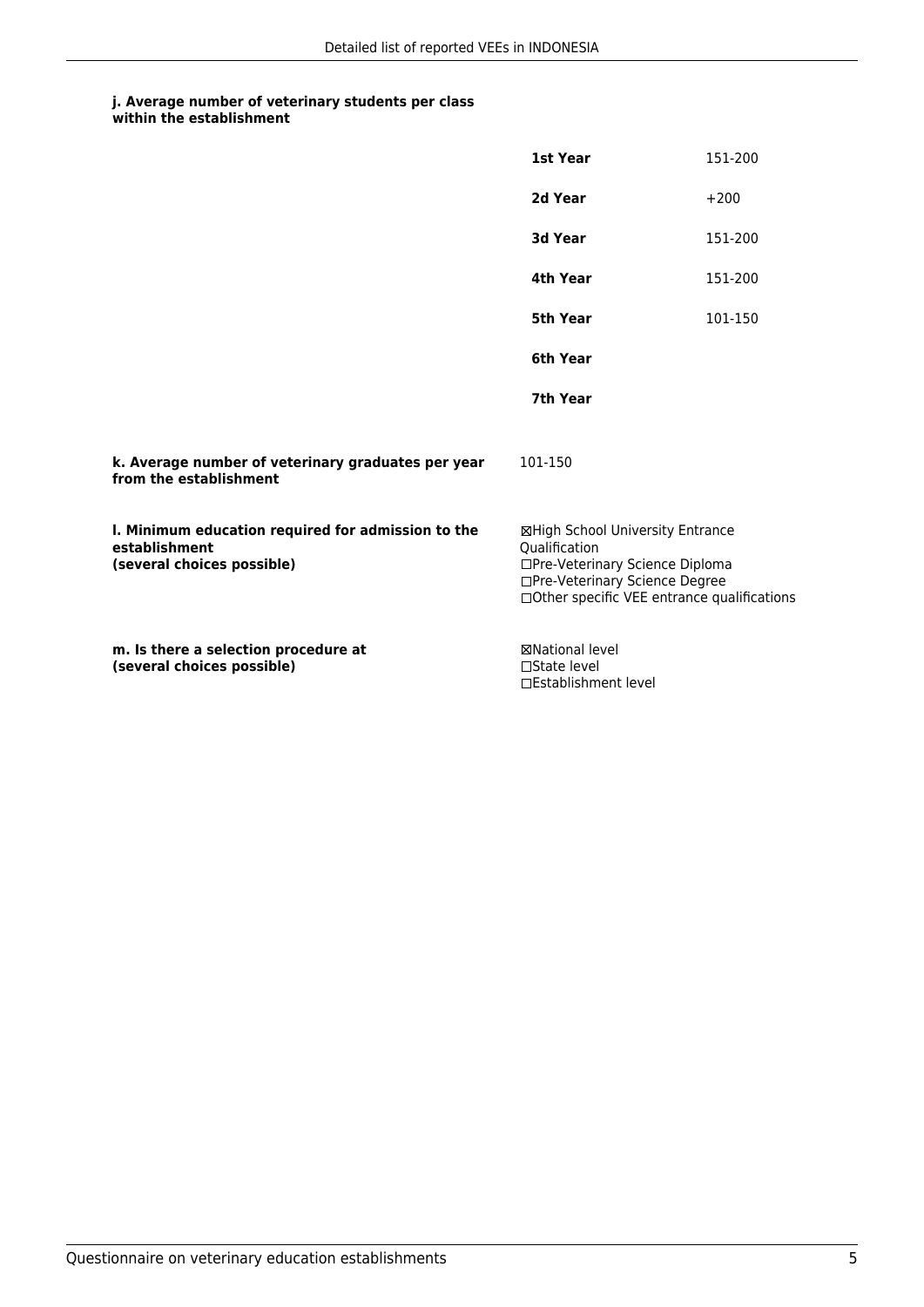**j. Average number of veterinary students per class within the establishment**

| | |
|---|---|
| **1st Year** | 151-200 |
| **2d Year** | +200 |
| **3d Year** | 151-200 |
| **4th Year** | 151-200 |
| **5th Year** | 101-150 |
| **6th Year** | |
| **7th Year** | |

**k. Average number of veterinary graduates per year from the establishment**

101-150

**l. Minimum education required for admission to the establishment (several choices possible)**

☒High School University Entrance Qualification
☐Pre-Veterinary Science Diploma
☐Pre-Veterinary Science Degree
☐Other specific VEE entrance qualifications

**m. Is there a selection procedure at (several choices possible)**

☒National level
☐State level
☐Establishment level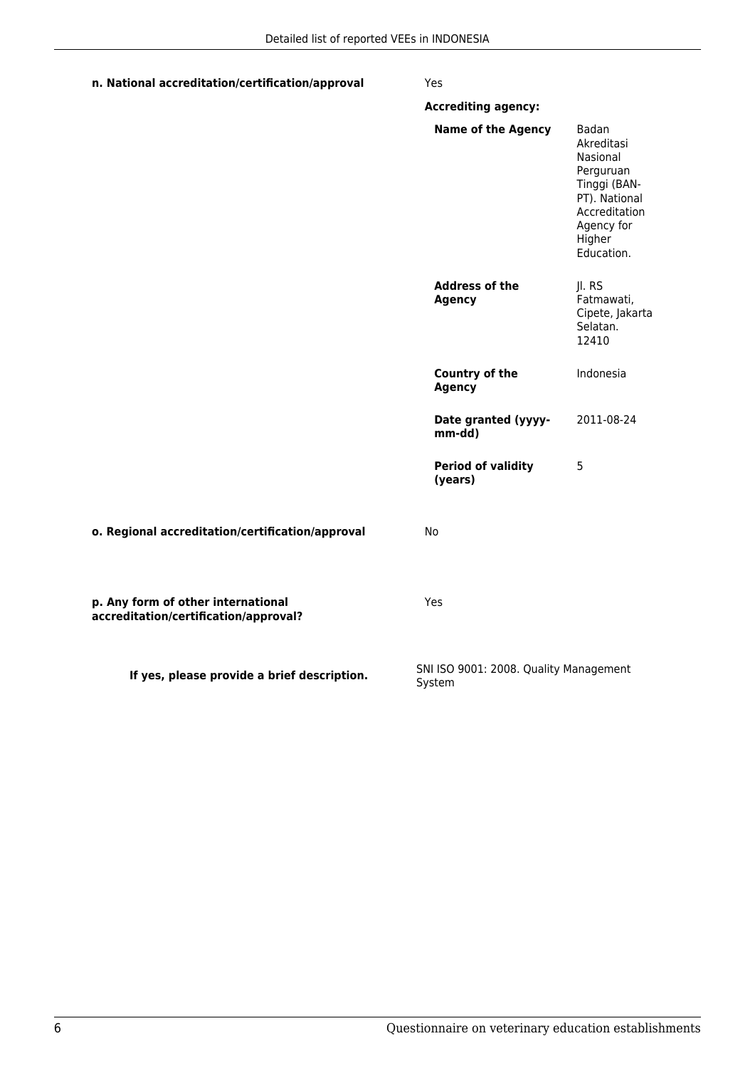**n. National accreditation/certification/approval** Yes

**Accrediting agency:**

| | |
|---|---|
| **Name of the Agency** | Badan Akreditasi Nasional Perguruan Tinggi (BAN-PT). National Accreditation Agency for Higher Education. |
| **Address of the Agency** | Jl. RS Fatmawati, Cipete, Jakarta Selatan. 12410 |
| **Country of the Agency** | Indonesia |
| **Date granted (yyyy-mm-dd)** | 2011-08-24 |
| **Period of validity (years)** | 5 |

**o. Regional accreditation/certification/approval** No

**p. Any form of other international accreditation/certification/approval?** Yes

**If yes, please provide a brief description.** SNI ISO 9001: 2008. Quality Management System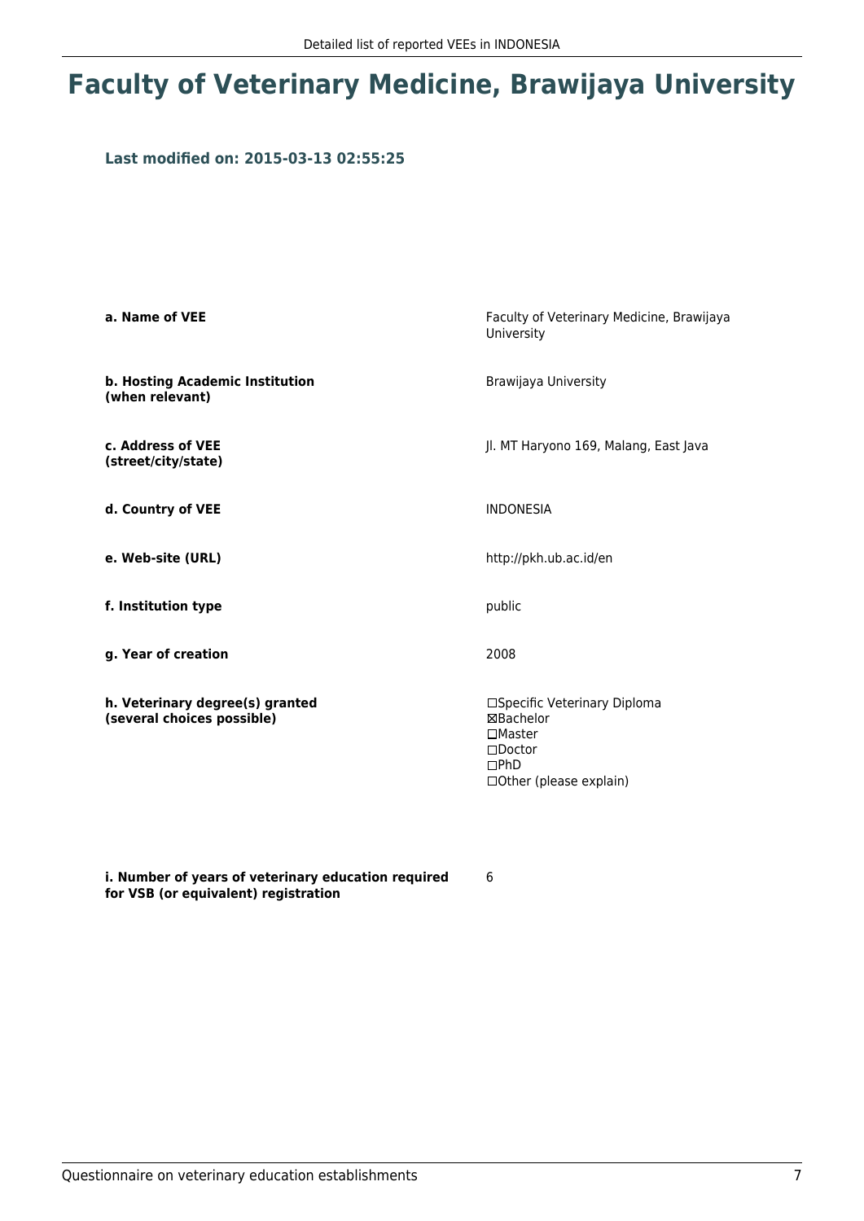# Faculty of Veterinary Medicine, Brawijaya University

### Last modified on: 2015-03-13 02:55:25

| | |
|---|---|
| **a. Name of VEE** | Faculty of Veterinary Medicine, Brawijaya University |
| **b. Hosting Academic Institution (when relevant)** | Brawijaya University |
| **c. Address of VEE (street/city/state)** | Jl. MT Haryono 169, Malang, East Java |
| **d. Country of VEE** | INDONESIA |
| **e. Web-site (URL)** | http://pkh.ub.ac.id/en |
| **f. Institution type** | public |
| **g. Year of creation** | 2008 |
| **h. Veterinary degree(s) granted (several choices possible)** | ☐Specific Veterinary Diploma<br>☒Bachelor<br>☐Master<br>☐Doctor<br>☐PhD<br>☐Other (please explain) |
| **i. Number of years of veterinary education required for VSB (or equivalent) registration** | 6 |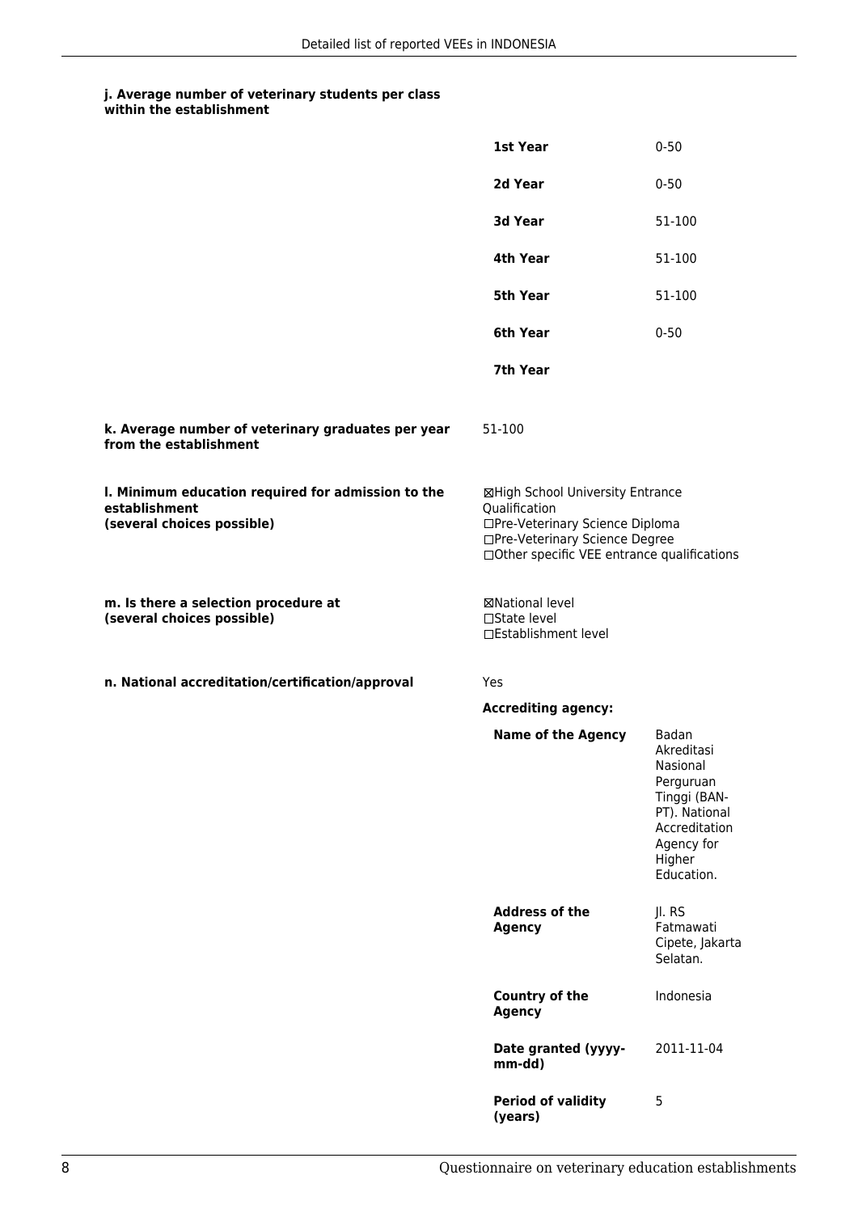**j. Average number of veterinary students per class within the establishment**

| | |
|---|---|
| **1st Year** | 0-50 |
| **2d Year** | 0-50 |
| **3d Year** | 51-100 |
| **4th Year** | 51-100 |
| **5th Year** | 51-100 |
| **6th Year** | 0-50 |
| **7th Year** | |

**k. Average number of veterinary graduates per year from the establishment**

51-100

**l. Minimum education required for admission to the establishment (several choices possible)**

☒High School University Entrance Qualification
☐Pre-Veterinary Science Diploma
☐Pre-Veterinary Science Degree
☐Other specific VEE entrance qualifications

**m. Is there a selection procedure at (several choices possible)**

☒National level
☐State level
☐Establishment level

**n. National accreditation/certification/approval**

Yes

**Accrediting agency:**

| | |
|---|---|
| **Name of the Agency** | Badan Akreditasi Nasional Perguruan Tinggi (BAN-PT). National Accreditation Agency for Higher Education. |
| **Address of the Agency** | Jl. RS Fatmawati Cipete, Jakarta Selatan. |
| **Country of the Agency** | Indonesia |
| **Date granted (yyyy-mm-dd)** | 2011-11-04 |
| **Period of validity (years)** | 5 |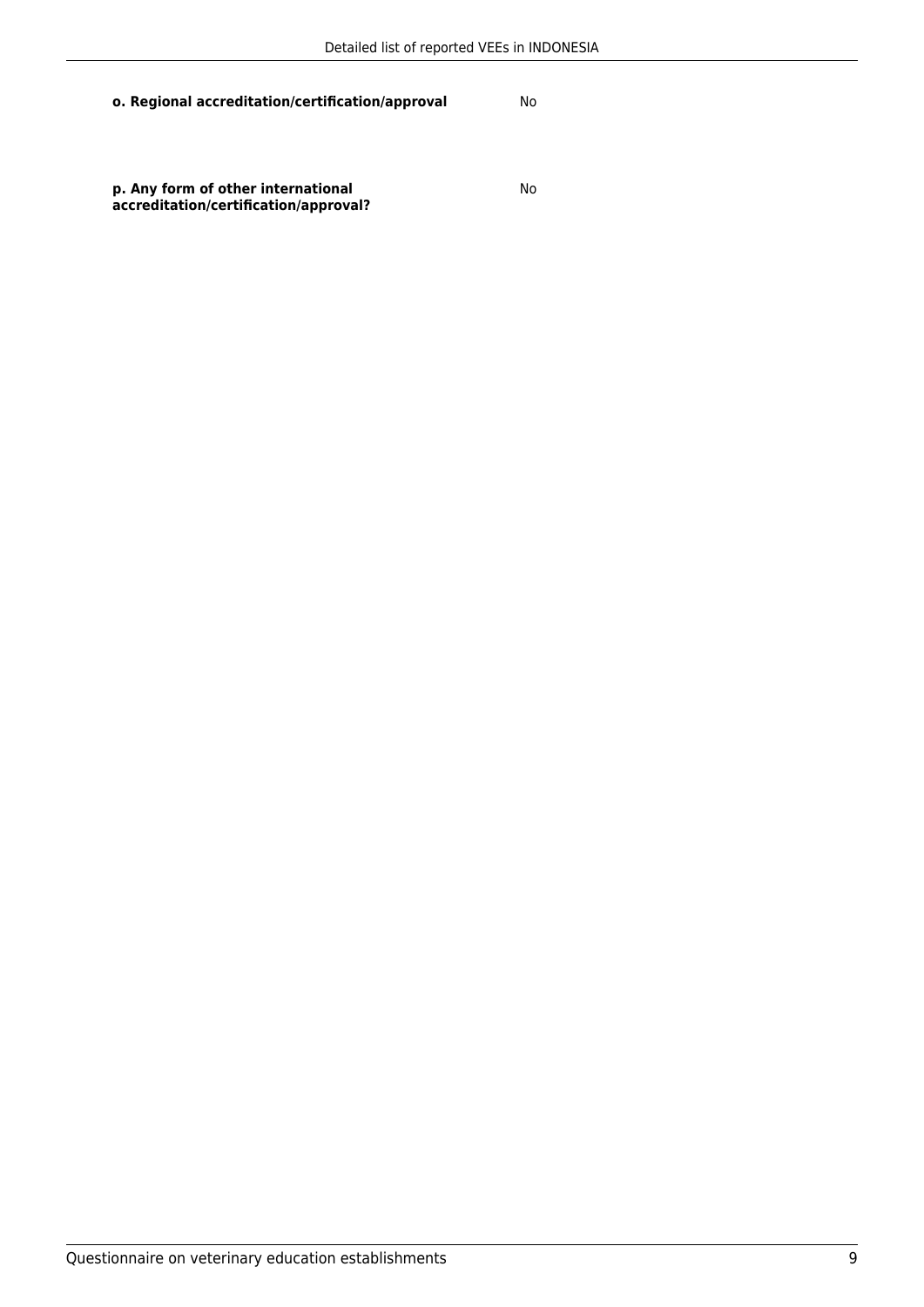| | |
|---|---|
| **o. Regional accreditation/certification/approval** | No |
| **p. Any form of other international accreditation/certification/approval?** | No |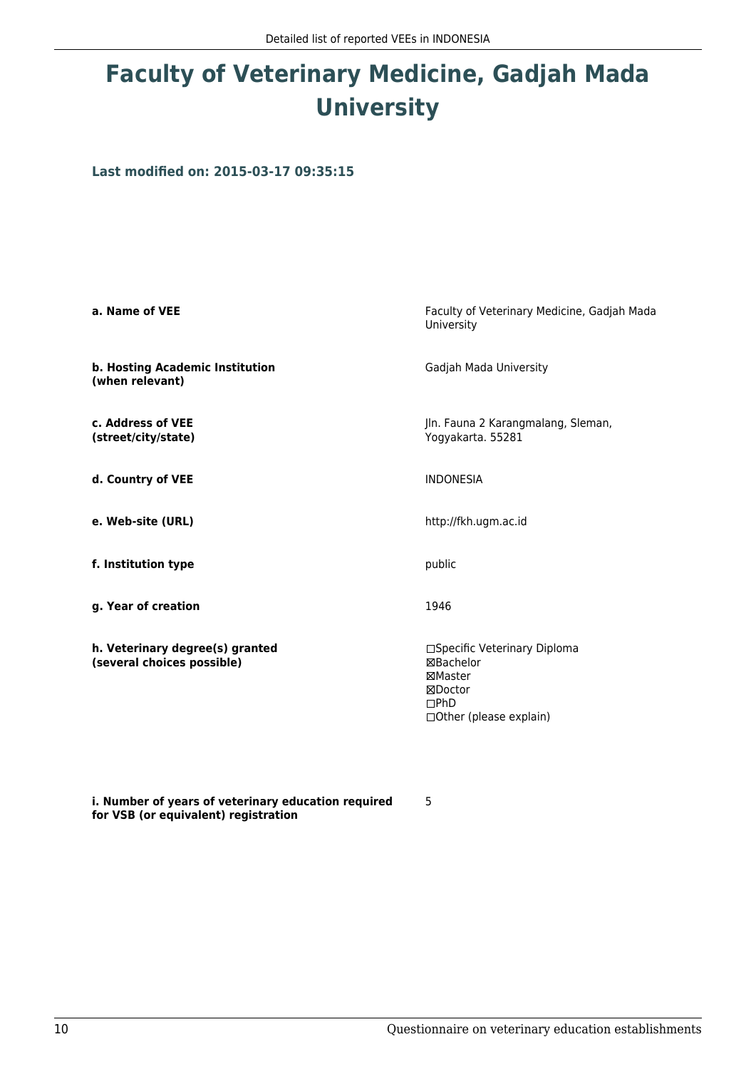# Faculty of Veterinary Medicine, Gadjah Mada University

### Last modified on: 2015-03-17 09:35:15

| | |
|---|---|
| **a. Name of VEE** | Faculty of Veterinary Medicine, Gadjah Mada University |
| **b. Hosting Academic Institution (when relevant)** | Gadjah Mada University |
| **c. Address of VEE (street/city/state)** | Jln. Fauna 2 Karangmalang, Sleman, Yogyakarta. 55281 |
| **d. Country of VEE** | INDONESIA |
| **e. Web-site (URL)** | http://fkh.ugm.ac.id |
| **f. Institution type** | public |
| **g. Year of creation** | 1946 |
| **h. Veterinary degree(s) granted (several choices possible)** | ☐Specific Veterinary Diploma<br>☒Bachelor<br>☒Master<br>☒Doctor<br>☐PhD<br>☐Other (please explain) |
| **i. Number of years of veterinary education required for VSB (or equivalent) registration** | 5 |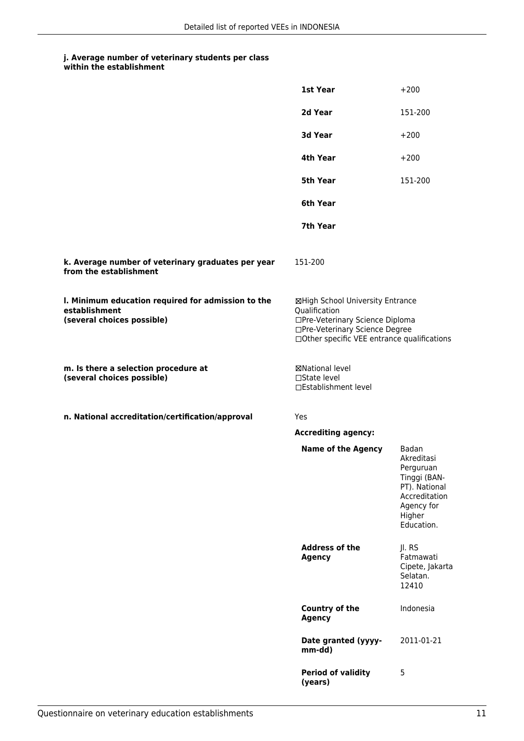**j. Average number of veterinary students per class within the establishment**

| | |
|---|---|
| **1st Year** | +200 |
| **2d Year** | 151-200 |
| **3d Year** | +200 |
| **4th Year** | +200 |
| **5th Year** | 151-200 |
| **6th Year** | |
| **7th Year** | |

**k. Average number of veterinary graduates per year from the establishment**

151-200

**l. Minimum education required for admission to the establishment (several choices possible)**

☒High School University Entrance Qualification
☐Pre-Veterinary Science Diploma
☐Pre-Veterinary Science Degree
☐Other specific VEE entrance qualifications

**m. Is there a selection procedure at (several choices possible)**

☒National level
☐State level
☐Establishment level

**n. National accreditation/certification/approval**

Yes

**Accrediting agency:**

| | |
|---|---|
| **Name of the Agency** | Badan Akreditasi Perguruan Tinggi (BAN-PT). National Accreditation Agency for Higher Education. |
| **Address of the Agency** | Jl. RS Fatmawati Cipete, Jakarta Selatan. 12410 |
| **Country of the Agency** | Indonesia |
| **Date granted (yyyy-mm-dd)** | 2011-01-21 |
| **Period of validity (years)** | 5 |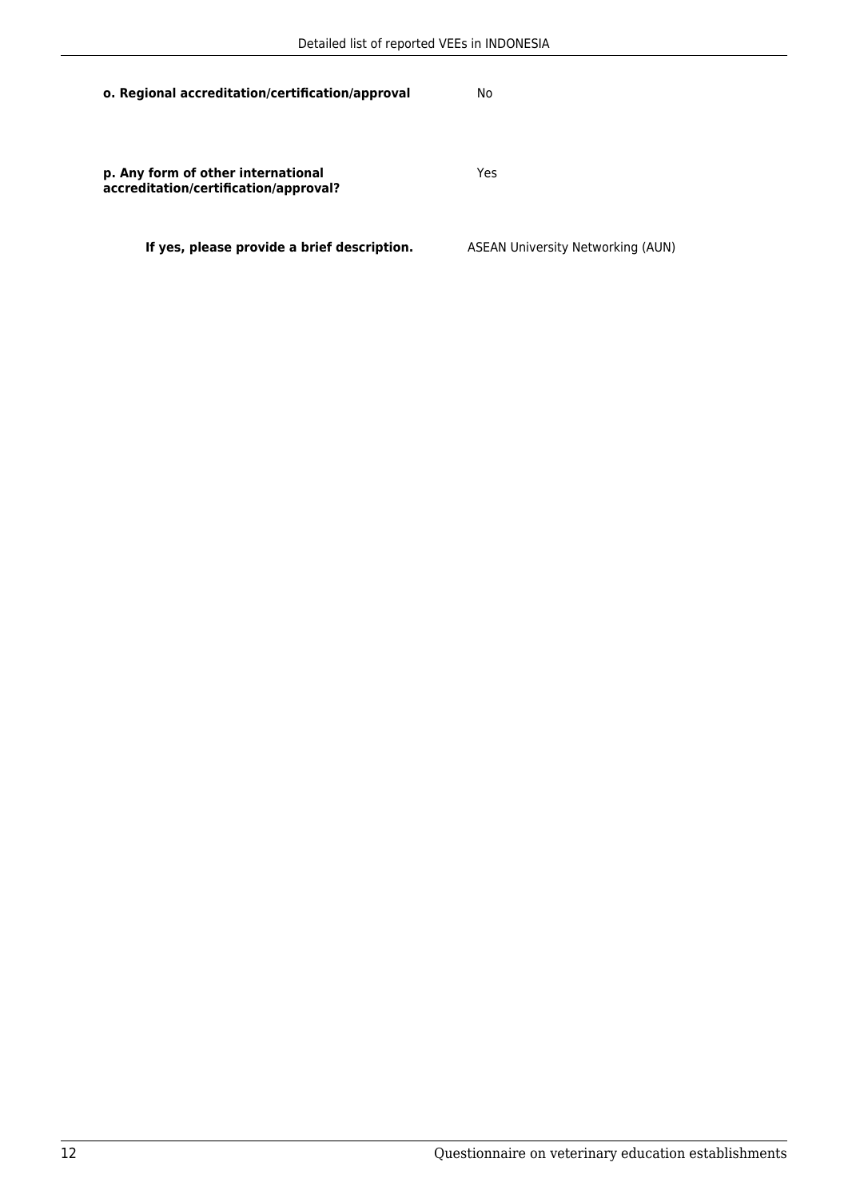**o. Regional accreditation/certification/approval** No

**p. Any form of other international accreditation/certification/approval?** Yes

**If yes, please provide a brief description.** ASEAN University Networking (AUN)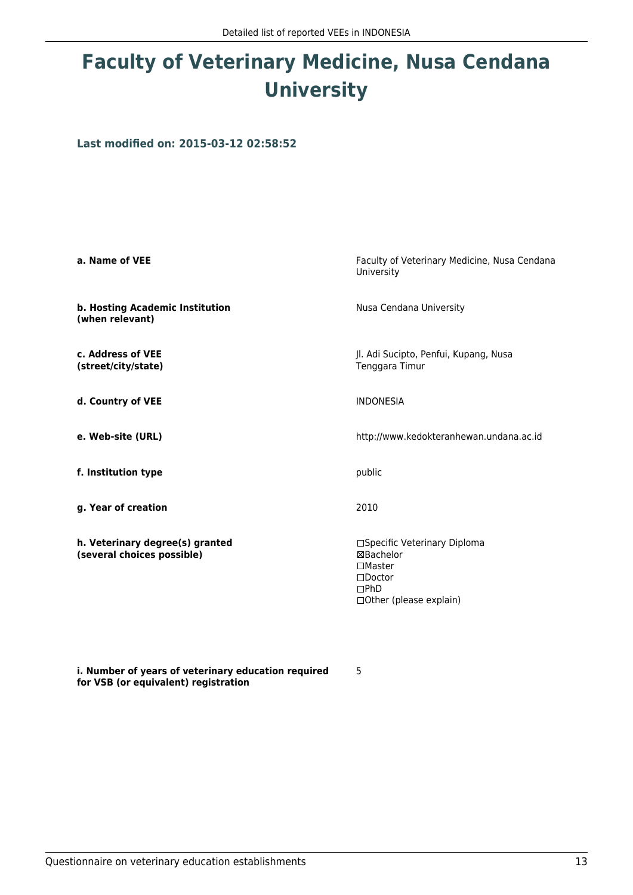# Faculty of Veterinary Medicine, Nusa Cendana University

**Last modified on: 2015-03-12 02:58:52**

| | |
|---|---|
| **a. Name of VEE** | Faculty of Veterinary Medicine, Nusa Cendana University |
| **b. Hosting Academic Institution (when relevant)** | Nusa Cendana University |
| **c. Address of VEE (street/city/state)** | Jl. Adi Sucipto, Penfui, Kupang, Nusa Tenggara Timur |
| **d. Country of VEE** | INDONESIA |
| **e. Web-site (URL)** | http://www.kedokteranhewan.undana.ac.id |
| **f. Institution type** | public |
| **g. Year of creation** | 2010 |
| **h. Veterinary degree(s) granted (several choices possible)** | ☐Specific Veterinary Diploma<br>☒Bachelor<br>☐Master<br>☐Doctor<br>☐PhD<br>☐Other (please explain) |
| **i. Number of years of veterinary education required for VSB (or equivalent) registration** | 5 |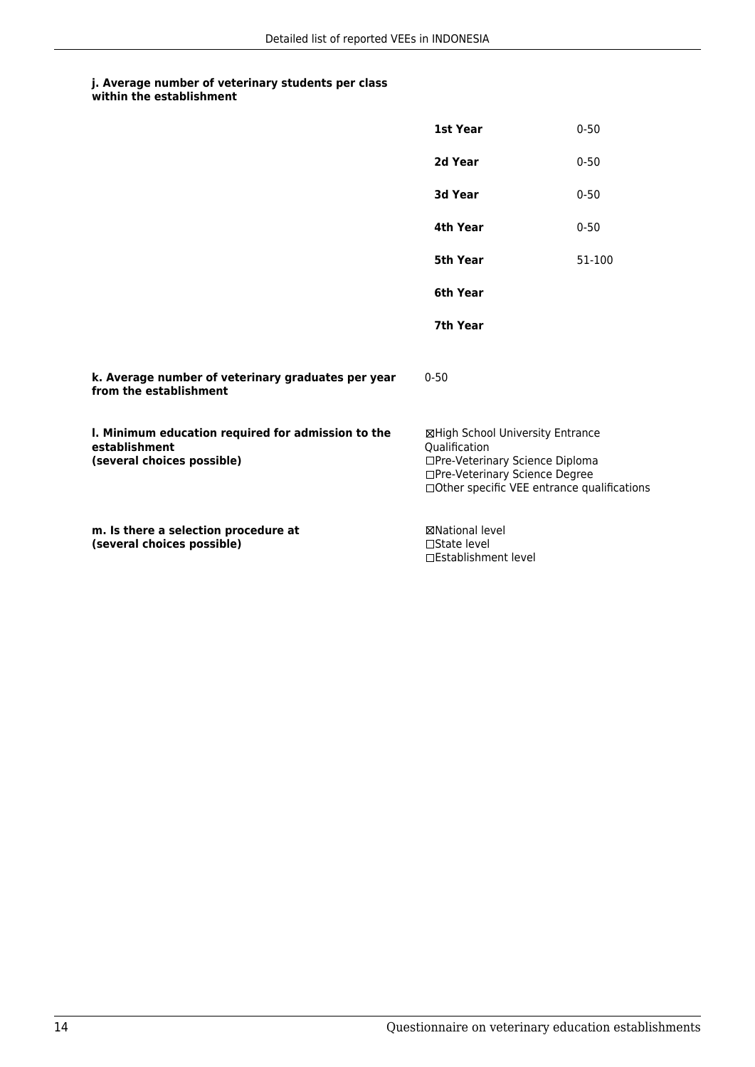**j. Average number of veterinary students per class within the establishment**

| | |
|---|---|
| **1st Year** | 0-50 |
| **2d Year** | 0-50 |
| **3d Year** | 0-50 |
| **4th Year** | 0-50 |
| **5th Year** | 51-100 |
| **6th Year** | |
| **7th Year** | |

**k. Average number of veterinary graduates per year from the establishment**

0-50

**l. Minimum education required for admission to the establishment (several choices possible)**

☒High School University Entrance Qualification
☐Pre-Veterinary Science Diploma
☐Pre-Veterinary Science Degree
☐Other specific VEE entrance qualifications

**m. Is there a selection procedure at (several choices possible)**

☒National level
☐State level
☐Establishment level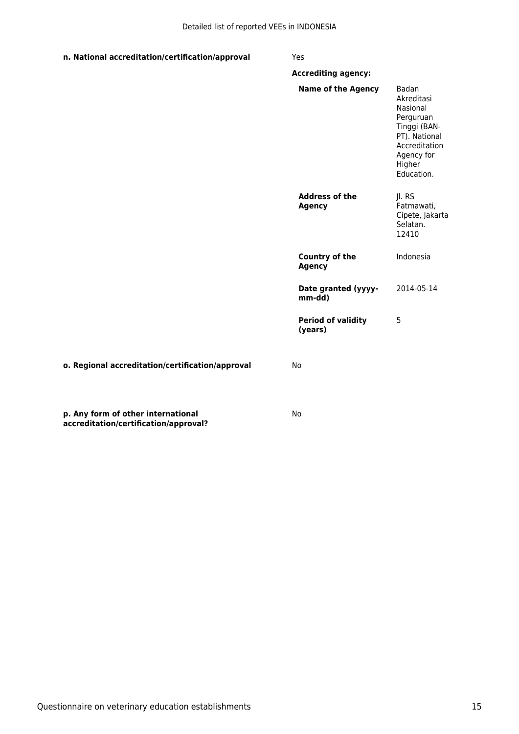**n. National accreditation/certification/approval**

Yes

**Accrediting agency:**

| | |
|---|---|
| **Name of the Agency** | Badan Akreditasi Nasional Perguruan Tinggi (BAN-PT). National Accreditation Agency for Higher Education. |
| **Address of the Agency** | Jl. RS Fatmawati, Cipete, Jakarta Selatan. 12410 |
| **Country of the Agency** | Indonesia |
| **Date granted (yyyy-mm-dd)** | 2014-05-14 |
| **Period of validity (years)** | 5 |

**o. Regional accreditation/certification/approval**

No

**p. Any form of other international accreditation/certification/approval?**

No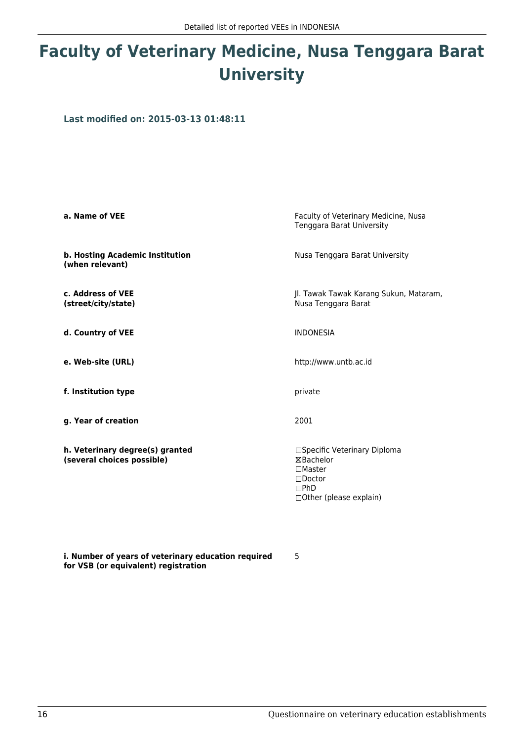# Faculty of Veterinary Medicine, Nusa Tenggara Barat University

### Last modified on: 2015-03-13 01:48:11

| | |
|---|---|
| **a. Name of VEE** | Faculty of Veterinary Medicine, Nusa Tenggara Barat University |
| **b. Hosting Academic Institution (when relevant)** | Nusa Tenggara Barat University |
| **c. Address of VEE (street/city/state)** | Jl. Tawak Tawak Karang Sukun, Mataram, Nusa Tenggara Barat |
| **d. Country of VEE** | INDONESIA |
| **e. Web-site (URL)** | http://www.untb.ac.id |
| **f. Institution type** | private |
| **g. Year of creation** | 2001 |
| **h. Veterinary degree(s) granted (several choices possible)** | ☐Specific Veterinary Diploma<br>☒Bachelor<br>☐Master<br>☐Doctor<br>☐PhD<br>☐Other (please explain) |
| **i. Number of years of veterinary education required for VSB (or equivalent) registration** | 5 |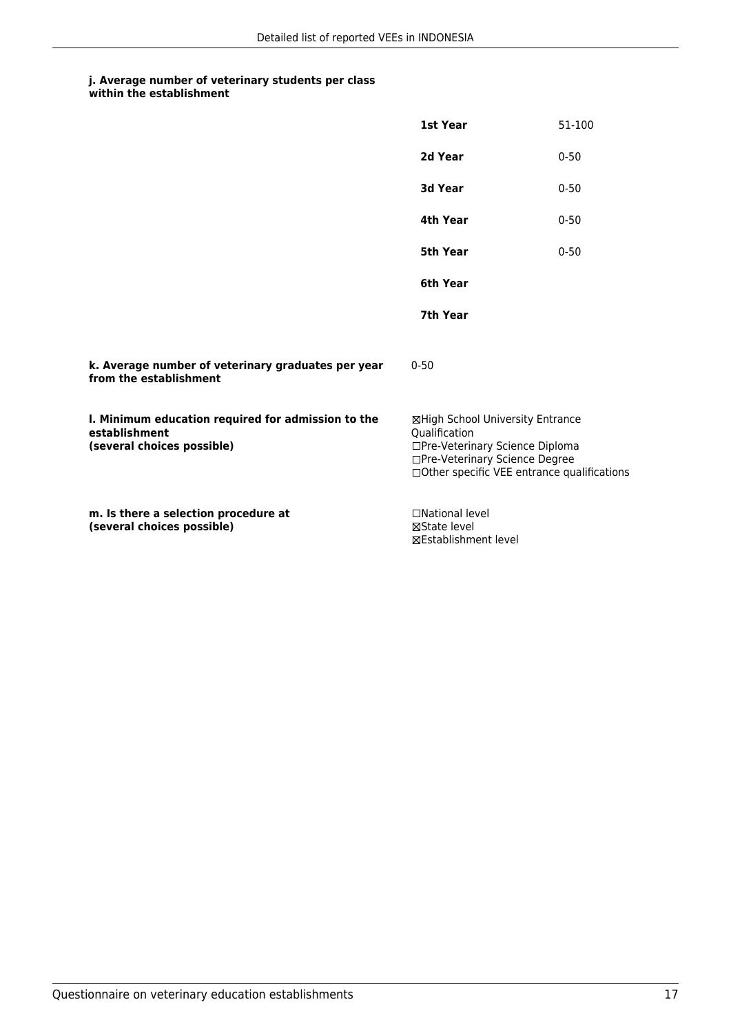**j. Average number of veterinary students per class within the establishment**

| | |
|---|---|
| **1st Year** | 51-100 |
| **2d Year** | 0-50 |
| **3d Year** | 0-50 |
| **4th Year** | 0-50 |
| **5th Year** | 0-50 |
| **6th Year** | |
| **7th Year** | |

**k. Average number of veterinary graduates per year from the establishment**

0-50

**l. Minimum education required for admission to the establishment (several choices possible)**

☒High School University Entrance Qualification
☐Pre-Veterinary Science Diploma
☐Pre-Veterinary Science Degree
☐Other specific VEE entrance qualifications

**m. Is there a selection procedure at (several choices possible)**

☐National level
☒State level
☒Establishment level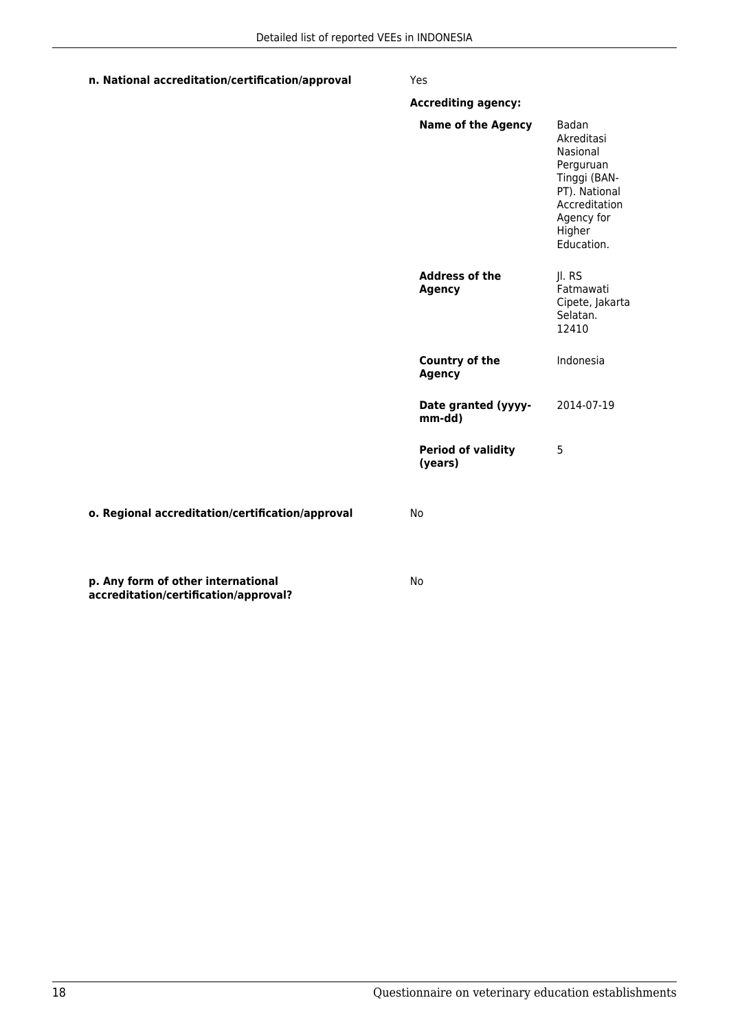**n. National accreditation/certification/approval** Yes

**Accrediting agency:**

| | |
|---|---|
| **Name of the Agency** | Badan Akreditasi Nasional Perguruan Tinggi (BAN-PT). National Accreditation Agency for Higher Education. |
| **Address of the Agency** | Jl. RS Fatmawati Cipete, Jakarta Selatan. 12410 |
| **Country of the Agency** | Indonesia |
| **Date granted (yyyy-mm-dd)** | 2014-07-19 |
| **Period of validity (years)** | 5 |

**o. Regional accreditation/certification/approval** No

**p. Any form of other international accreditation/certification/approval?** No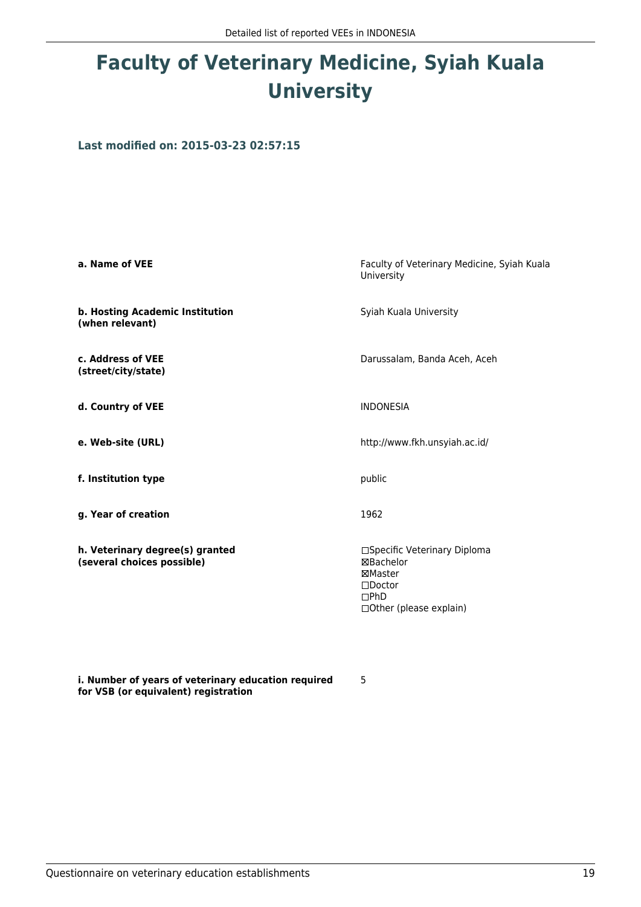# Faculty of Veterinary Medicine, Syiah Kuala University

### Last modified on: 2015-03-23 02:57:15

| | |
|---|---|
| **a. Name of VEE** | Faculty of Veterinary Medicine, Syiah Kuala University |
| **b. Hosting Academic Institution (when relevant)** | Syiah Kuala University |
| **c. Address of VEE (street/city/state)** | Darussalam, Banda Aceh, Aceh |
| **d. Country of VEE** | INDONESIA |
| **e. Web-site (URL)** | http://www.fkh.unsyiah.ac.id/ |
| **f. Institution type** | public |
| **g. Year of creation** | 1962 |
| **h. Veterinary degree(s) granted (several choices possible)** | ☐Specific Veterinary Diploma<br>☒Bachelor<br>☒Master<br>☐Doctor<br>☐PhD<br>☐Other (please explain) |
| **i. Number of years of veterinary education required for VSB (or equivalent) registration** | 5 |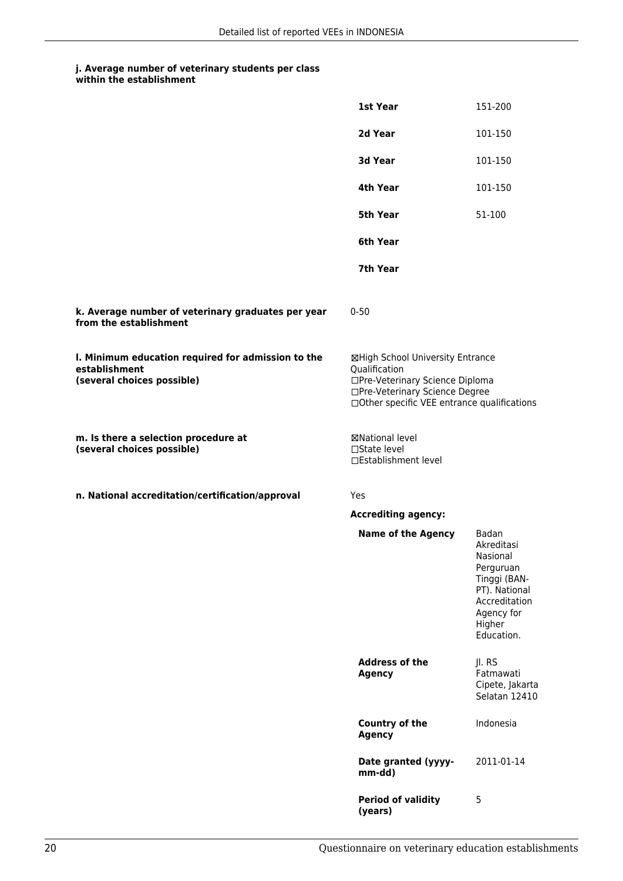**j. Average number of veterinary students per class within the establishment**

| | |
|---|---|
| **1st Year** | 151-200 |
| **2d Year** | 101-150 |
| **3d Year** | 101-150 |
| **4th Year** | 101-150 |
| **5th Year** | 51-100 |
| **6th Year** | |
| **7th Year** | |

**k. Average number of veterinary graduates per year from the establishment**

0-50

**l. Minimum education required for admission to the establishment (several choices possible)**

☒High School University Entrance Qualification
☐Pre-Veterinary Science Diploma
☐Pre-Veterinary Science Degree
☐Other specific VEE entrance qualifications

**m. Is there a selection procedure at (several choices possible)**

☒National level
☐State level
☐Establishment level

**n. National accreditation/certification/approval**

Yes

**Accrediting agency:**

| | |
|---|---|
| **Name of the Agency** | Badan Akreditasi Nasional Perguruan Tinggi (BAN-PT). National Accreditation Agency for Higher Education. |
| **Address of the Agency** | Jl. RS Fatmawati Cipete, Jakarta Selatan 12410 |
| **Country of the Agency** | Indonesia |
| **Date granted (yyyy-mm-dd)** | 2011-01-14 |
| **Period of validity (years)** | 5 |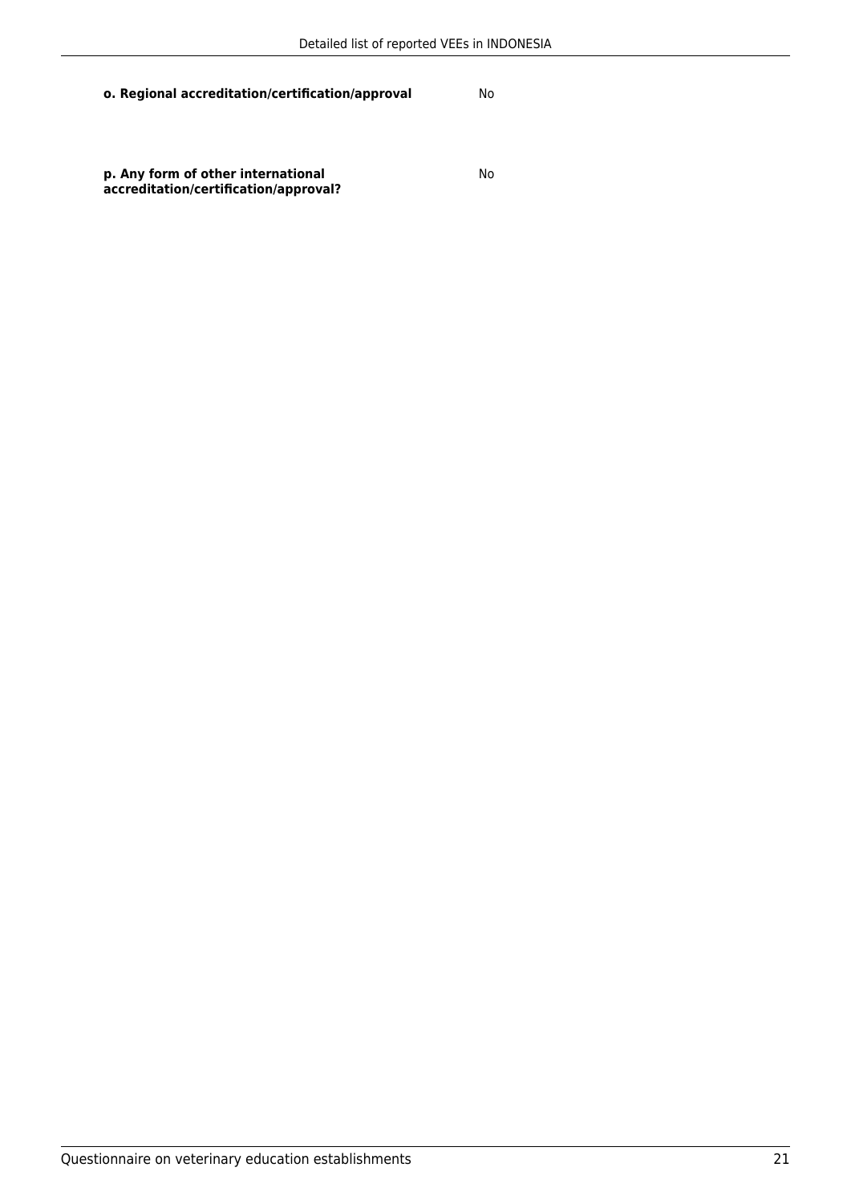**o. Regional accreditation/certification/approval**

No

**p. Any form of other international accreditation/certification/approval?**

No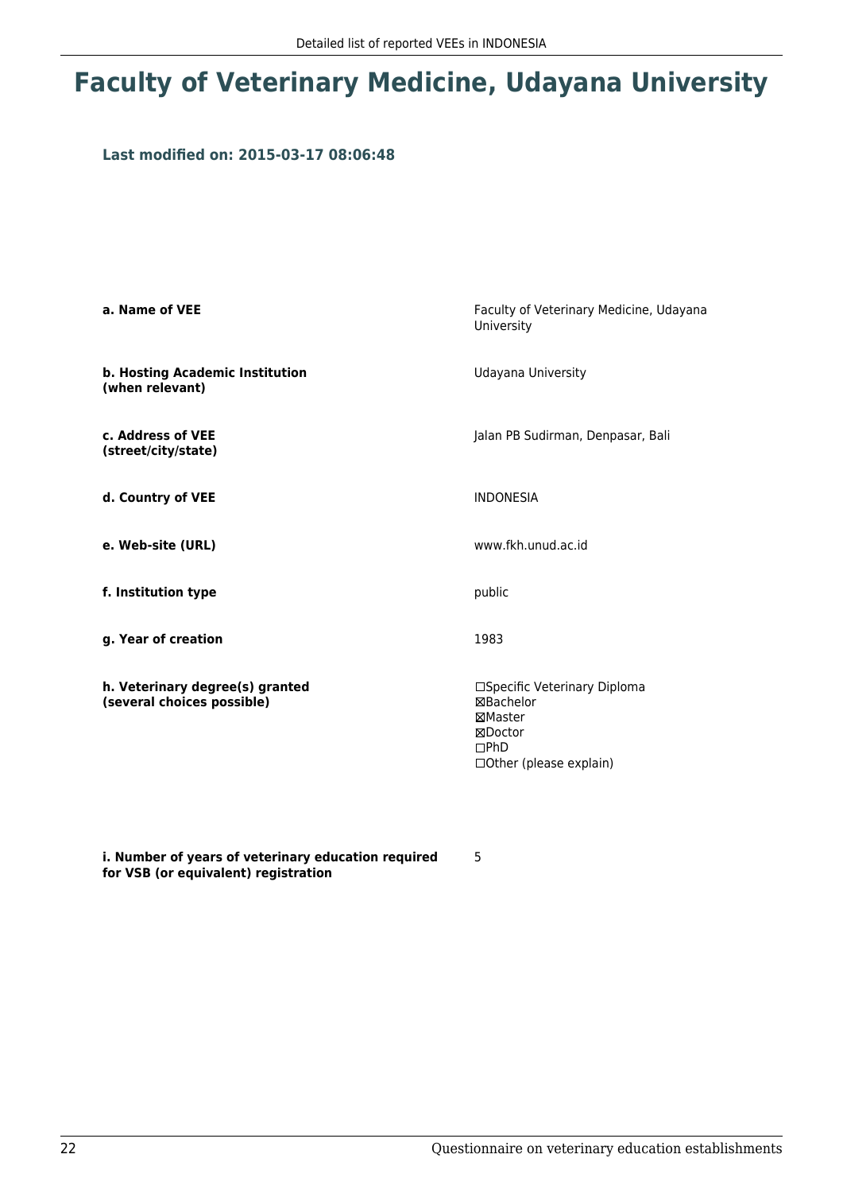# Faculty of Veterinary Medicine, Udayana University

**Last modified on: 2015-03-17 08:06:48**

| | |
|---|---|
| **a. Name of VEE** | Faculty of Veterinary Medicine, Udayana University |
| **b. Hosting Academic Institution (when relevant)** | Udayana University |
| **c. Address of VEE (street/city/state)** | Jalan PB Sudirman, Denpasar, Bali |
| **d. Country of VEE** | INDONESIA |
| **e. Web-site (URL)** | www.fkh.unud.ac.id |
| **f. Institution type** | public |
| **g. Year of creation** | 1983 |
| **h. Veterinary degree(s) granted (several choices possible)** | ☐Specific Veterinary Diploma<br>☒Bachelor<br>☒Master<br>☒Doctor<br>☐PhD<br>☐Other (please explain) |
| **i. Number of years of veterinary education required for VSB (or equivalent) registration** | 5 |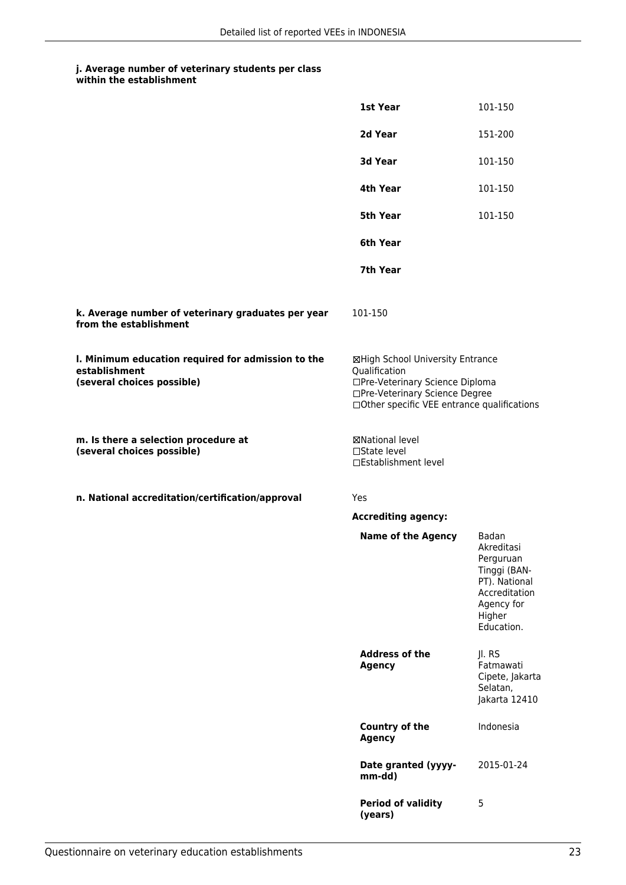**j. Average number of veterinary students per class within the establishment**

| | |
|---|---|
| **1st Year** | 101-150 |
| **2d Year** | 151-200 |
| **3d Year** | 101-150 |
| **4th Year** | 101-150 |
| **5th Year** | 101-150 |
| **6th Year** | |
| **7th Year** | |

**k. Average number of veterinary graduates per year from the establishment**

101-150

**l. Minimum education required for admission to the establishment (several choices possible)**

☒High School University Entrance Qualification
☐Pre-Veterinary Science Diploma
☐Pre-Veterinary Science Degree
☐Other specific VEE entrance qualifications

**m. Is there a selection procedure at (several choices possible)**

☒National level
☐State level
☐Establishment level

**n. National accreditation/certification/approval**

Yes

**Accrediting agency:**

| | |
|---|---|
| **Name of the Agency** | Badan Akreditasi Perguruan Tinggi (BAN-PT). National Accreditation Agency for Higher Education. |
| **Address of the Agency** | Jl. RS Fatmawati Cipete, Jakarta Selatan, Jakarta 12410 |
| **Country of the Agency** | Indonesia |
| **Date granted (yyyy-mm-dd)** | 2015-01-24 |
| **Period of validity (years)** | 5 |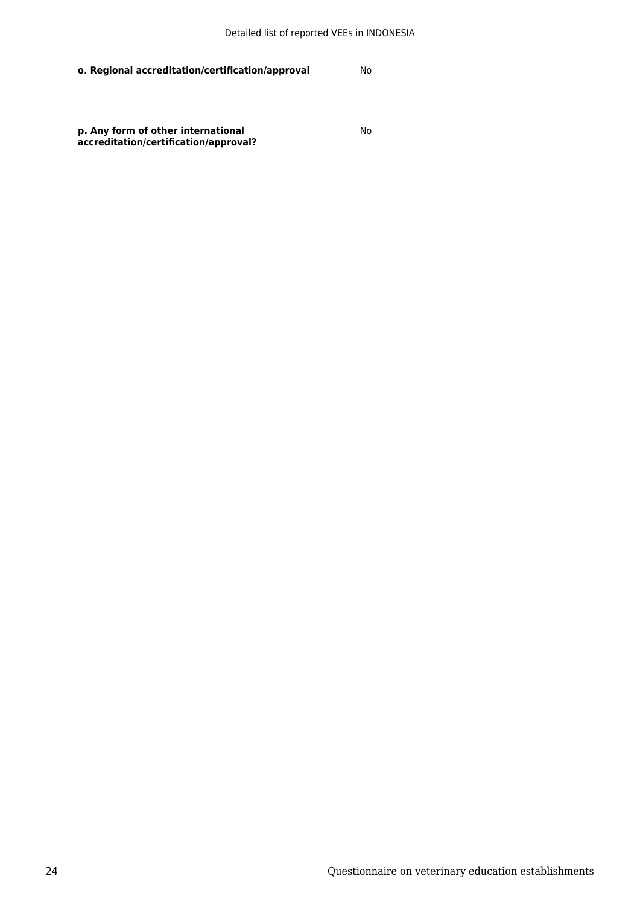**o. Regional accreditation/certification/approval** No

**p. Any form of other international accreditation/certification/approval?** No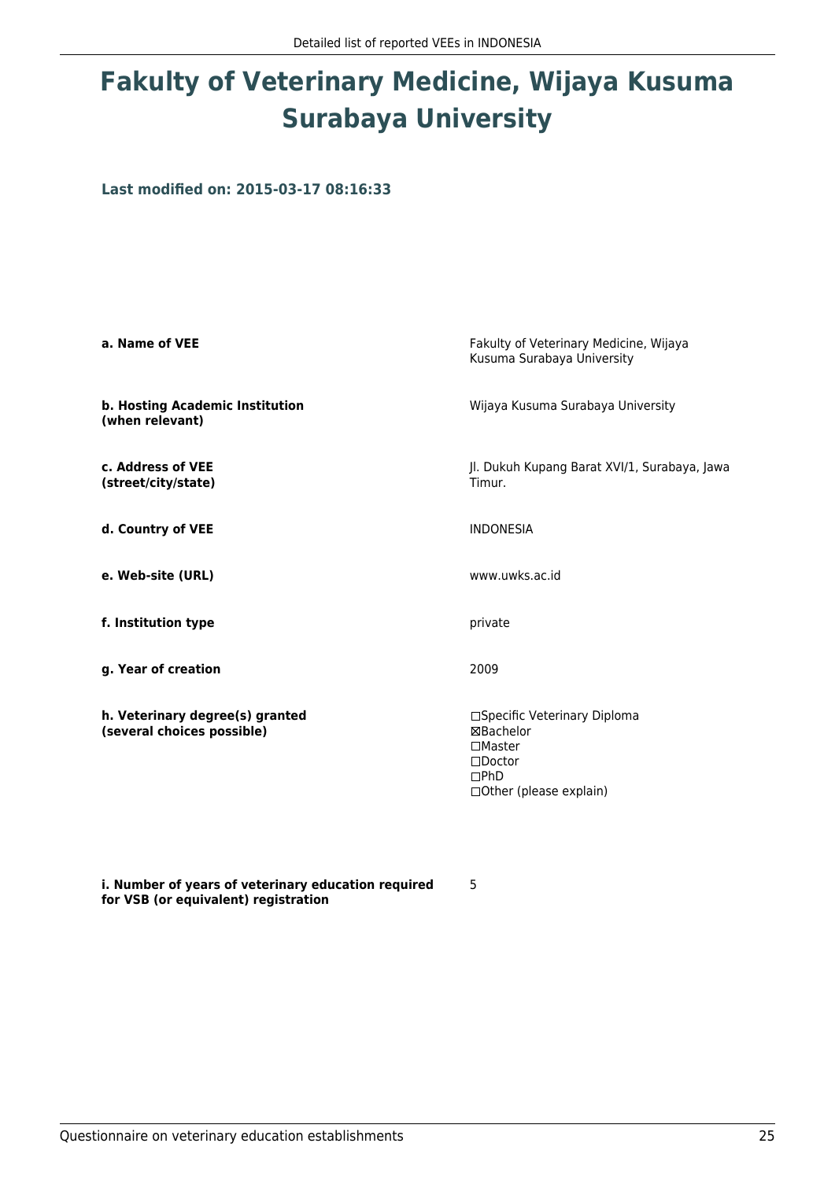# Fakulty of Veterinary Medicine, Wijaya Kusuma Surabaya University

**Last modified on: 2015-03-17 08:16:33**

| | |
|---|---|
| **a. Name of VEE** | Fakulty of Veterinary Medicine, Wijaya Kusuma Surabaya University |
| **b. Hosting Academic Institution (when relevant)** | Wijaya Kusuma Surabaya University |
| **c. Address of VEE (street/city/state)** | Jl. Dukuh Kupang Barat XVI/1, Surabaya, Jawa Timur. |
| **d. Country of VEE** | INDONESIA |
| **e. Web-site (URL)** | www.uwks.ac.id |
| **f. Institution type** | private |
| **g. Year of creation** | 2009 |
| **h. Veterinary degree(s) granted (several choices possible)** | ☐Specific Veterinary Diploma<br>☒Bachelor<br>☐Master<br>☐Doctor<br>☐PhD<br>☐Other (please explain) |
| **i. Number of years of veterinary education required for VSB (or equivalent) registration** | 5 |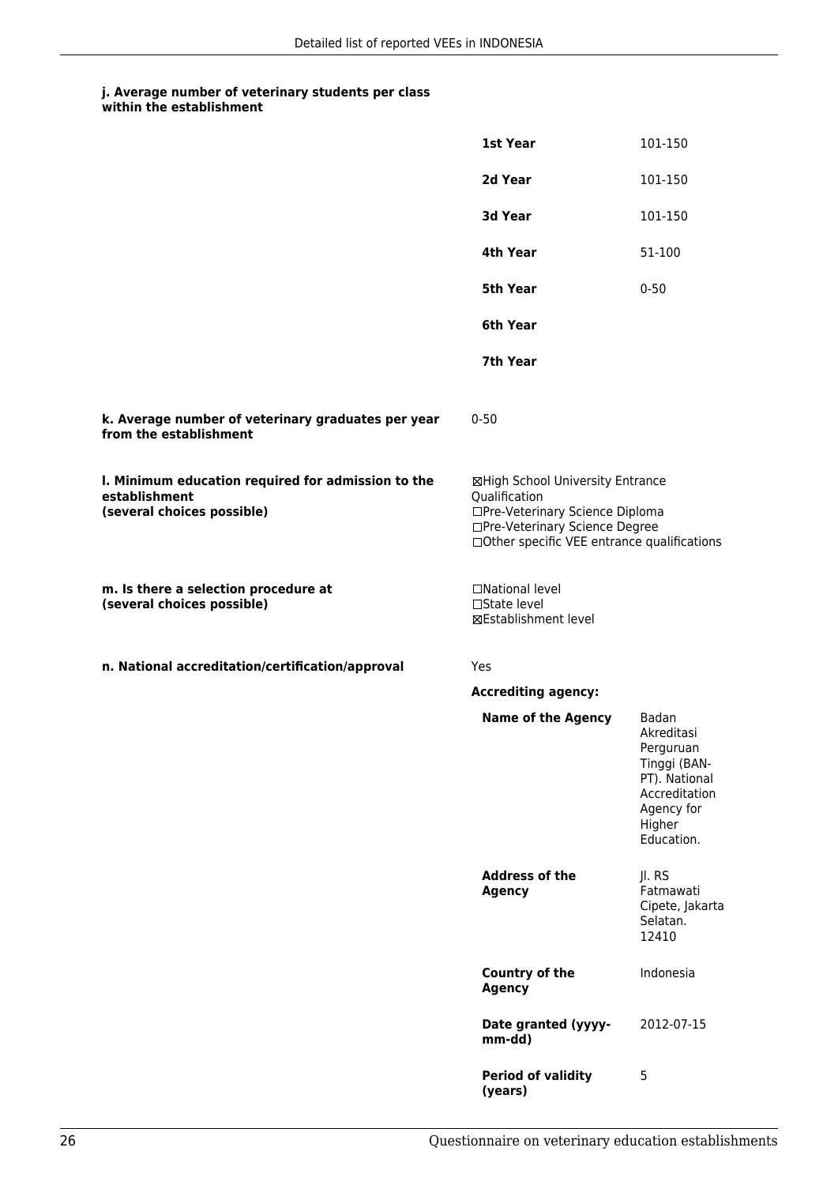#### j. Average number of veterinary students per class within the establishment

| | |
|---|---|
| **1st Year** | 101-150 |
| **2d Year** | 101-150 |
| **3d Year** | 101-150 |
| **4th Year** | 51-100 |
| **5th Year** | 0-50 |
| **6th Year** | |
| **7th Year** | |

**k. Average number of veterinary graduates per year from the establishment**

0-50

**l. Minimum education required for admission to the establishment (several choices possible)**

☒High School University Entrance Qualification
☐Pre-Veterinary Science Diploma
☐Pre-Veterinary Science Degree
☐Other specific VEE entrance qualifications

**m. Is there a selection procedure at (several choices possible)**

☐National level
☐State level
☒Establishment level

**n. National accreditation/certification/approval**

Yes

**Accrediting agency:**

| | |
|---|---|
| **Name of the Agency** | Badan Akreditasi Perguruan Tinggi (BAN-PT). National Accreditation Agency for Higher Education. |
| **Address of the Agency** | Jl. RS Fatmawati Cipete, Jakarta Selatan. 12410 |
| **Country of the Agency** | Indonesia |
| **Date granted (yyyy-mm-dd)** | 2012-07-15 |
| **Period of validity (years)** | 5 |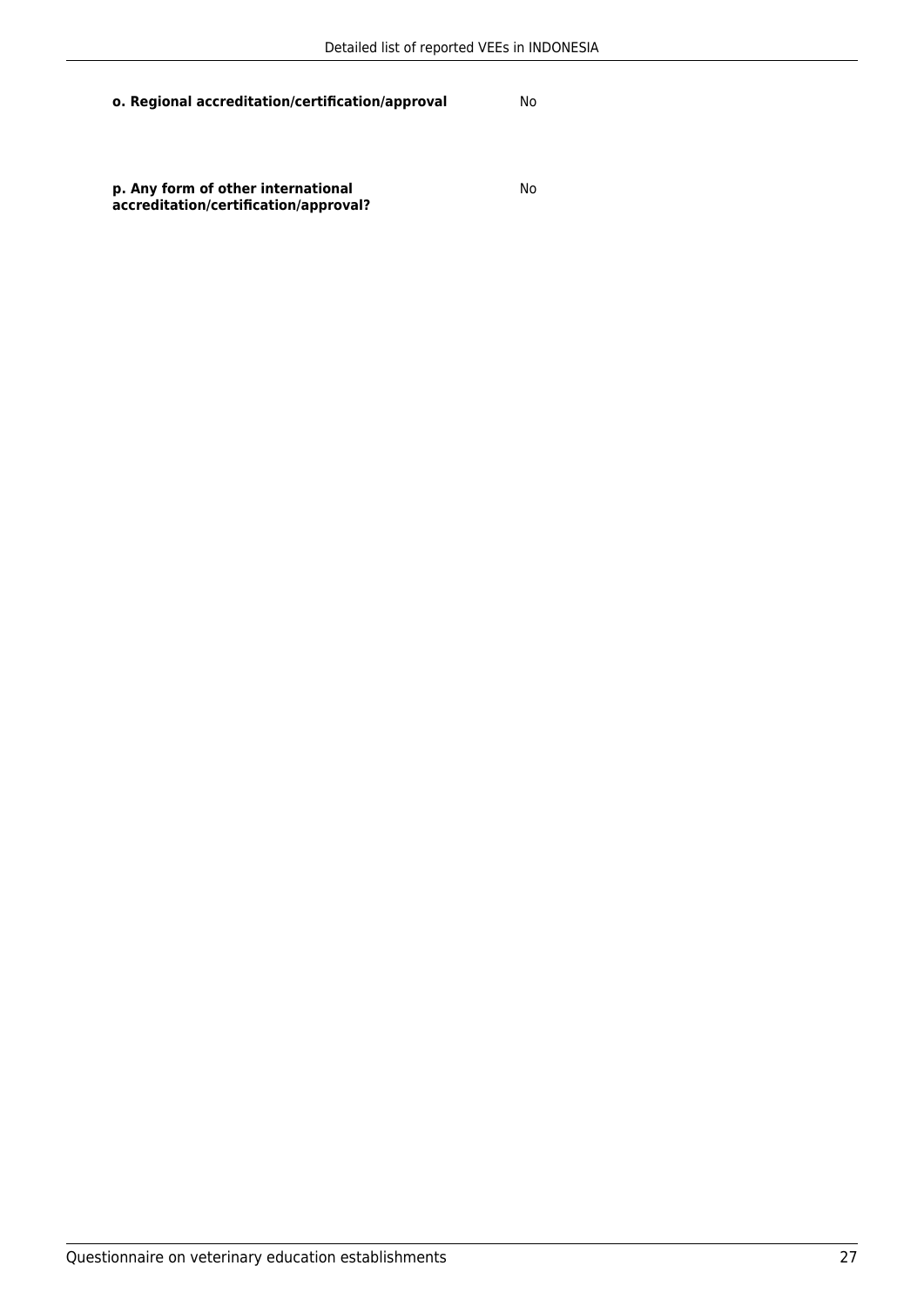**o. Regional accreditation/certification/approval** No

**p. Any form of other international accreditation/certification/approval?** No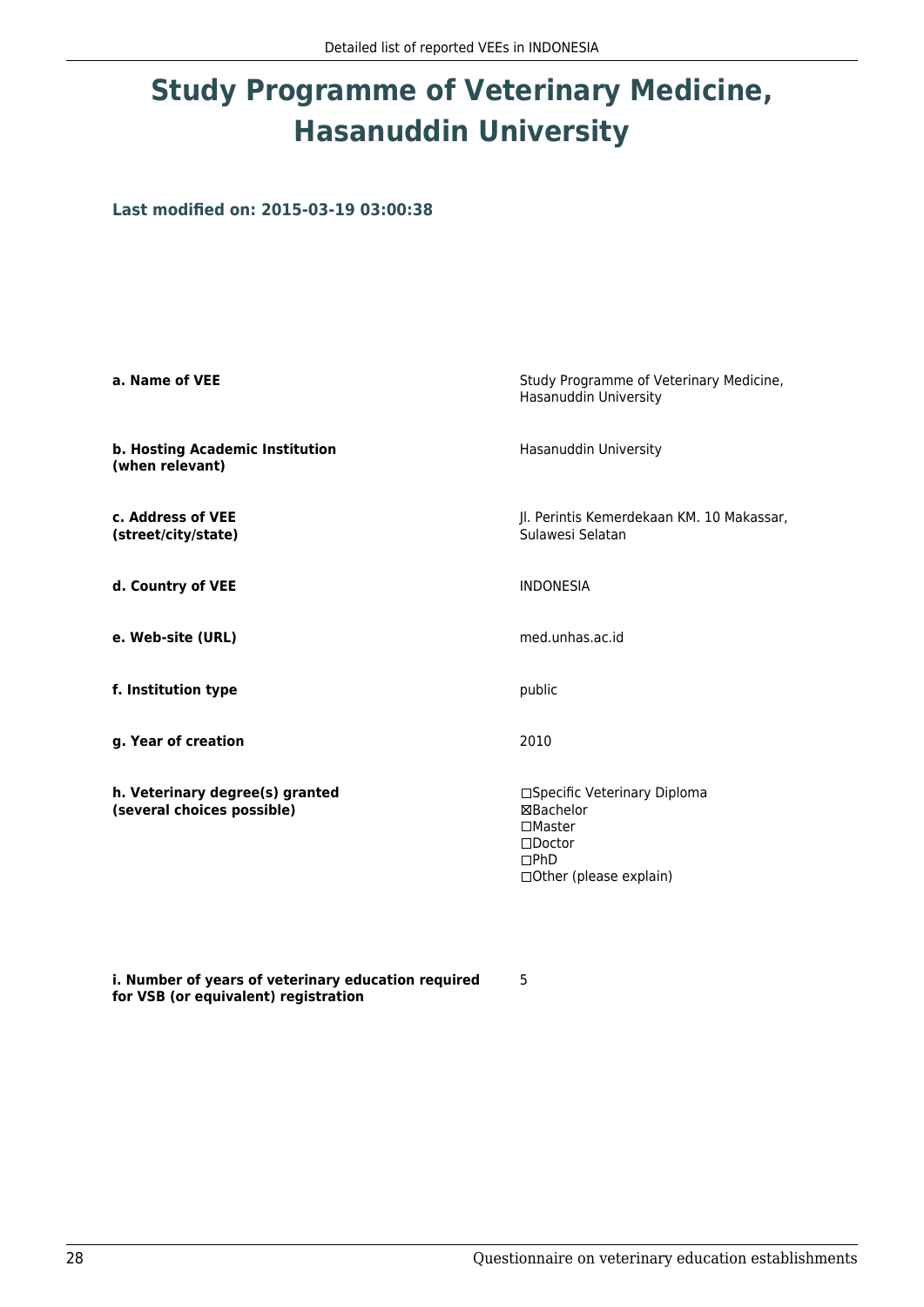# Study Programme of Veterinary Medicine, Hasanuddin University

**Last modified on: 2015-03-19 03:00:38**

| | |
|---|---|
| **a. Name of VEE** | Study Programme of Veterinary Medicine, Hasanuddin University |
| **b. Hosting Academic Institution (when relevant)** | Hasanuddin University |
| **c. Address of VEE (street/city/state)** | Jl. Perintis Kemerdekaan KM. 10 Makassar, Sulawesi Selatan |
| **d. Country of VEE** | INDONESIA |
| **e. Web-site (URL)** | med.unhas.ac.id |
| **f. Institution type** | public |
| **g. Year of creation** | 2010 |
| **h. Veterinary degree(s) granted (several choices possible)** | ☐Specific Veterinary Diploma<br>☒Bachelor<br>☐Master<br>☐Doctor<br>☐PhD<br>☐Other (please explain) |
| **i. Number of years of veterinary education required for VSB (or equivalent) registration** | 5 |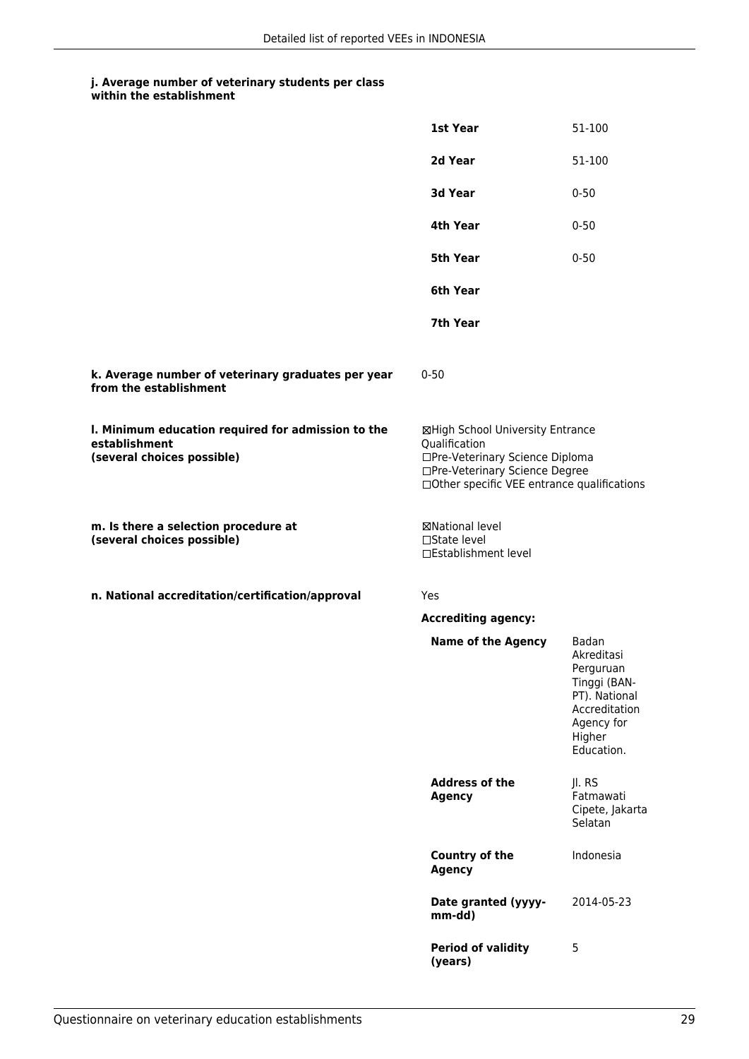**j. Average number of veterinary students per class within the establishment**

| | |
|---|---|
| **1st Year** | 51-100 |
| **2d Year** | 51-100 |
| **3d Year** | 0-50 |
| **4th Year** | 0-50 |
| **5th Year** | 0-50 |
| **6th Year** | |
| **7th Year** | |

**k. Average number of veterinary graduates per year from the establishment**

0-50

**l. Minimum education required for admission to the establishment (several choices possible)**

☒High School University Entrance Qualification
☐Pre-Veterinary Science Diploma
☐Pre-Veterinary Science Degree
☐Other specific VEE entrance qualifications

**m. Is there a selection procedure at (several choices possible)**

☒National level
☐State level
☐Establishment level

**n. National accreditation/certification/approval**

Yes

**Accrediting agency:**

| | |
|---|---|
| **Name of the Agency** | Badan Akreditasi Perguruan Tinggi (BAN-PT). National Accreditation Agency for Higher Education. |
| **Address of the Agency** | Jl. RS Fatmawati Cipete, Jakarta Selatan |
| **Country of the Agency** | Indonesia |
| **Date granted (yyyy-mm-dd)** | 2014-05-23 |
| **Period of validity (years)** | 5 |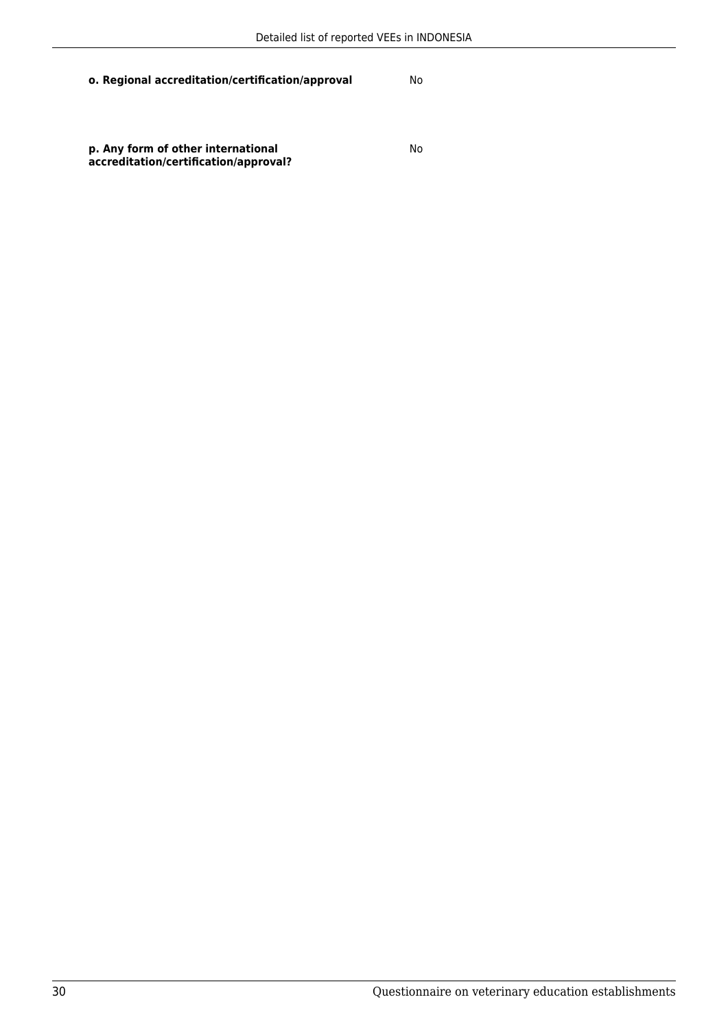**o. Regional accreditation/certification/approval** No

**p. Any form of other international accreditation/certification/approval?** No